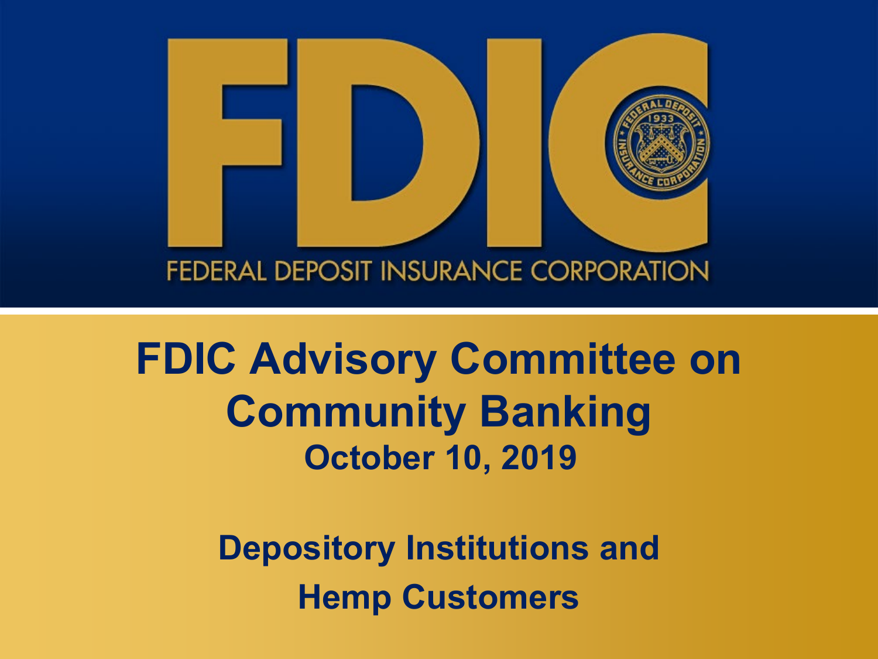# FDIC

FEDERAL DEPOSIT INSURANCE CORPORATION

## FDIC Advisory Committee on Community Banking

### October 10, 2019

## Depository Institutions and Hemp Customers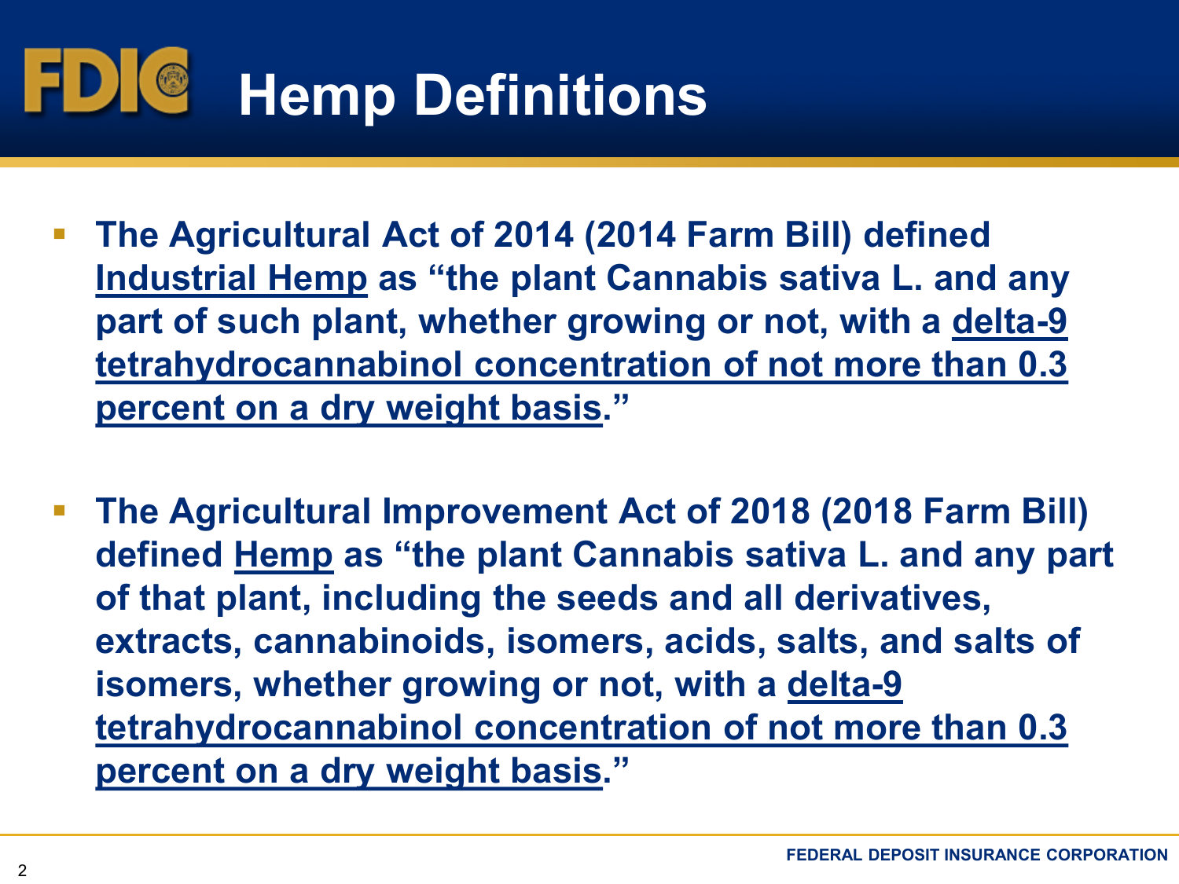# Hemp Definitions

- **The Agricultural Act of 2014 (2014 Farm Bill) defined <u>Industrial Hemp</u> as "the plant Cannabis sativa L. and any part of such plant, whether growing or not, with a <u>delta-9 tetrahydrocannabinol concentration of not more than 0.3 percent on a dry weight basis</u>."**

- **The Agricultural Improvement Act of 2018 (2018 Farm Bill) defined <u>Hemp</u> as "the plant Cannabis sativa L. and any part of that plant, including the seeds and all derivatives, extracts, cannabinoids, isomers, acids, salts, and salts of isomers, whether growing or not, with a <u>delta-9 tetrahydrocannabinol concentration of not more than 0.3 percent on a dry weight basis</u>."**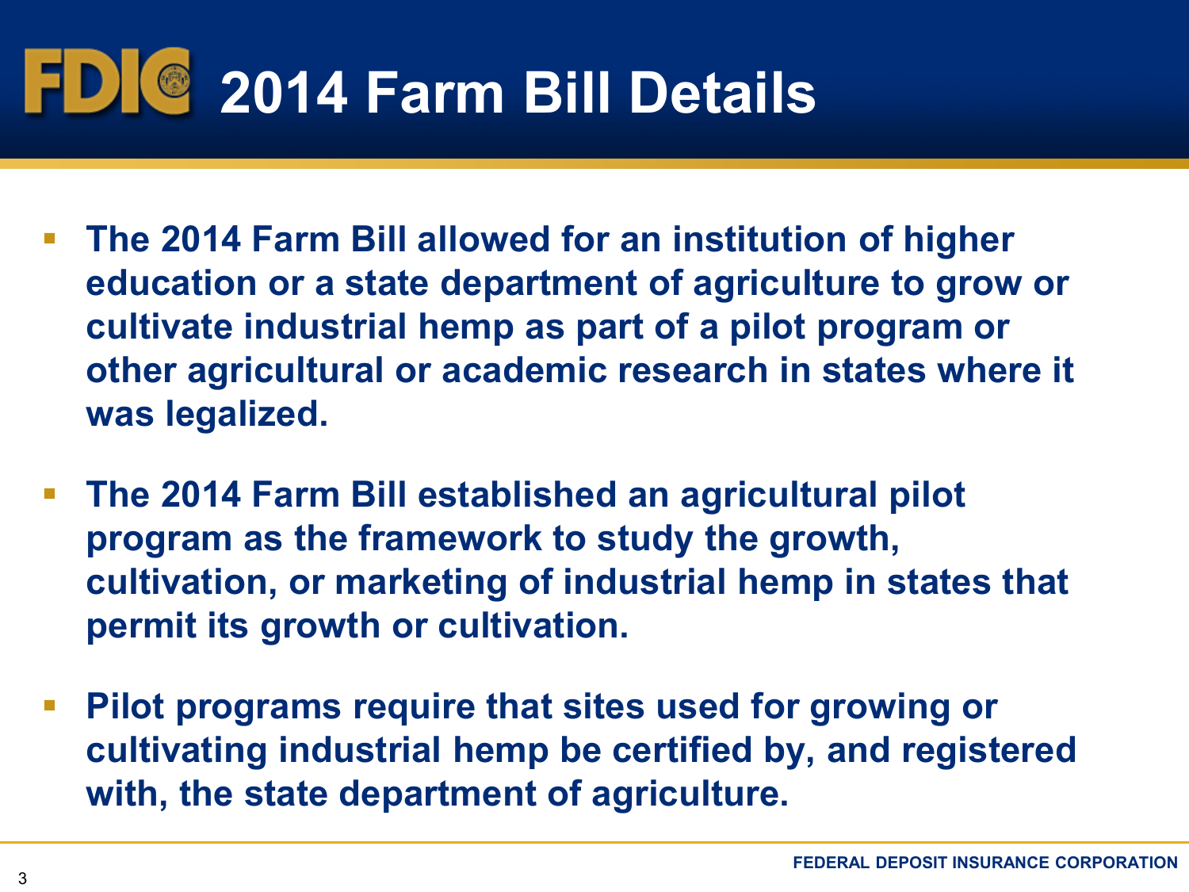# 2014 Farm Bill Details

- **The 2014 Farm Bill allowed for an institution of higher education or a state department of agriculture to grow or cultivate industrial hemp as part of a pilot program or other agricultural or academic research in states where it was legalized.**

- **The 2014 Farm Bill established an agricultural pilot program as the framework to study the growth, cultivation, or marketing of industrial hemp in states that permit its growth or cultivation.**

- **Pilot programs require that sites used for growing or cultivating industrial hemp be certified by, and registered with, the state department of agriculture.**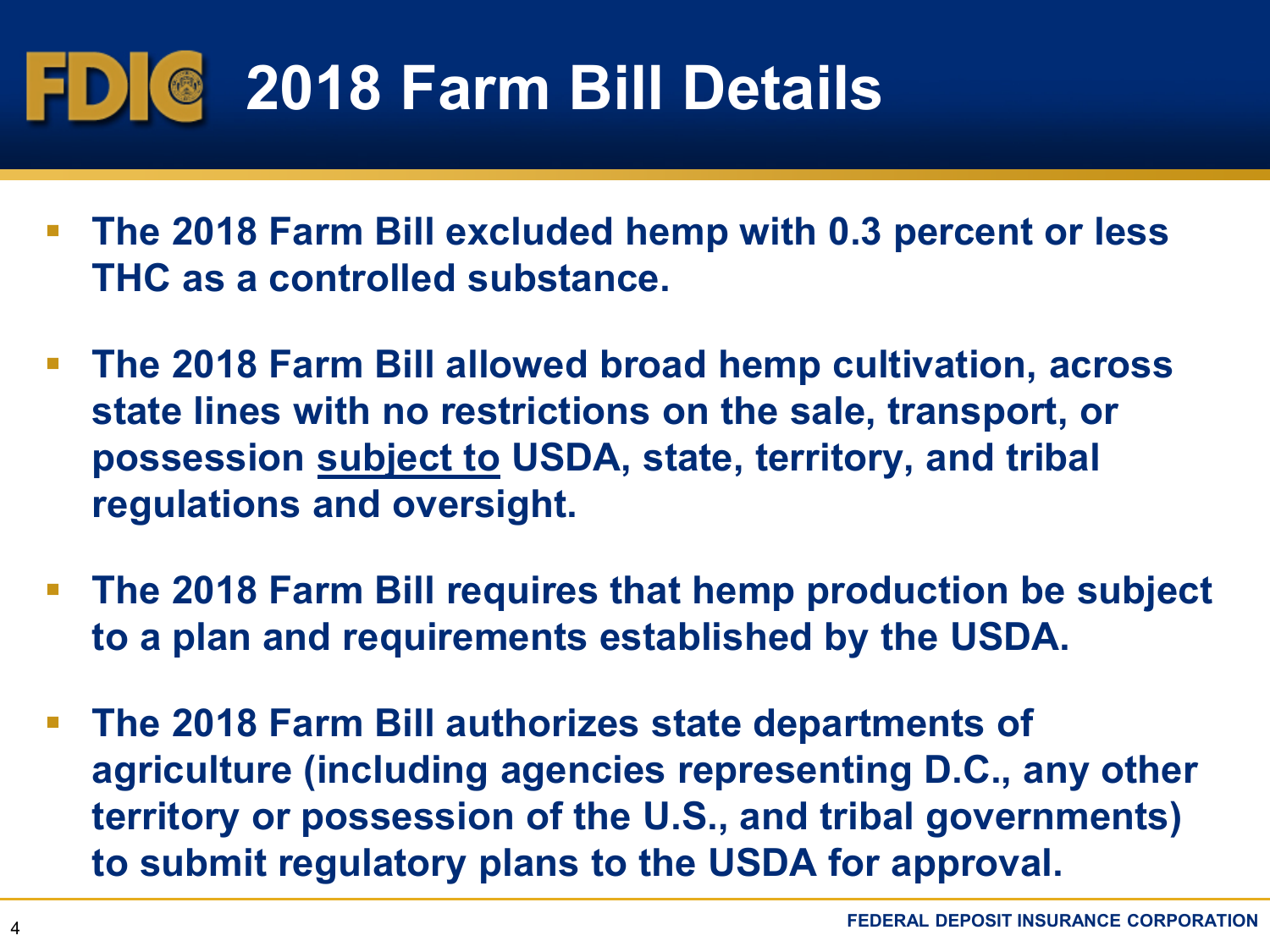# 2018 Farm Bill Details

- **The 2018 Farm Bill excluded hemp with 0.3 percent or less THC as a controlled substance.**
- **The 2018 Farm Bill allowed broad hemp cultivation, across state lines with no restrictions on the sale, transport, or possession <u>subject to</u> USDA, state, territory, and tribal regulations and oversight.**
- **The 2018 Farm Bill requires that hemp production be subject to a plan and requirements established by the USDA.**
- **The 2018 Farm Bill authorizes state departments of agriculture (including agencies representing D.C., any other territory or possession of the U.S., and tribal governments) to submit regulatory plans to the USDA for approval.**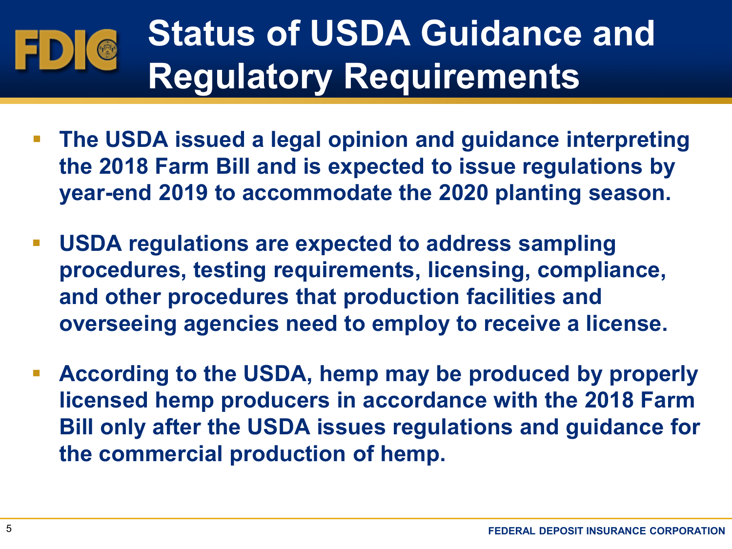# Status of USDA Guidance and Regulatory Requirements

- **The USDA issued a legal opinion and guidance interpreting the 2018 Farm Bill and is expected to issue regulations by year-end 2019 to accommodate the 2020 planting season.**
- **USDA regulations are expected to address sampling procedures, testing requirements, licensing, compliance, and other procedures that production facilities and overseeing agencies need to employ to receive a license.**
- **According to the USDA, hemp may be produced by properly licensed hemp producers in accordance with the 2018 Farm Bill only after the USDA issues regulations and guidance for the commercial production of hemp.**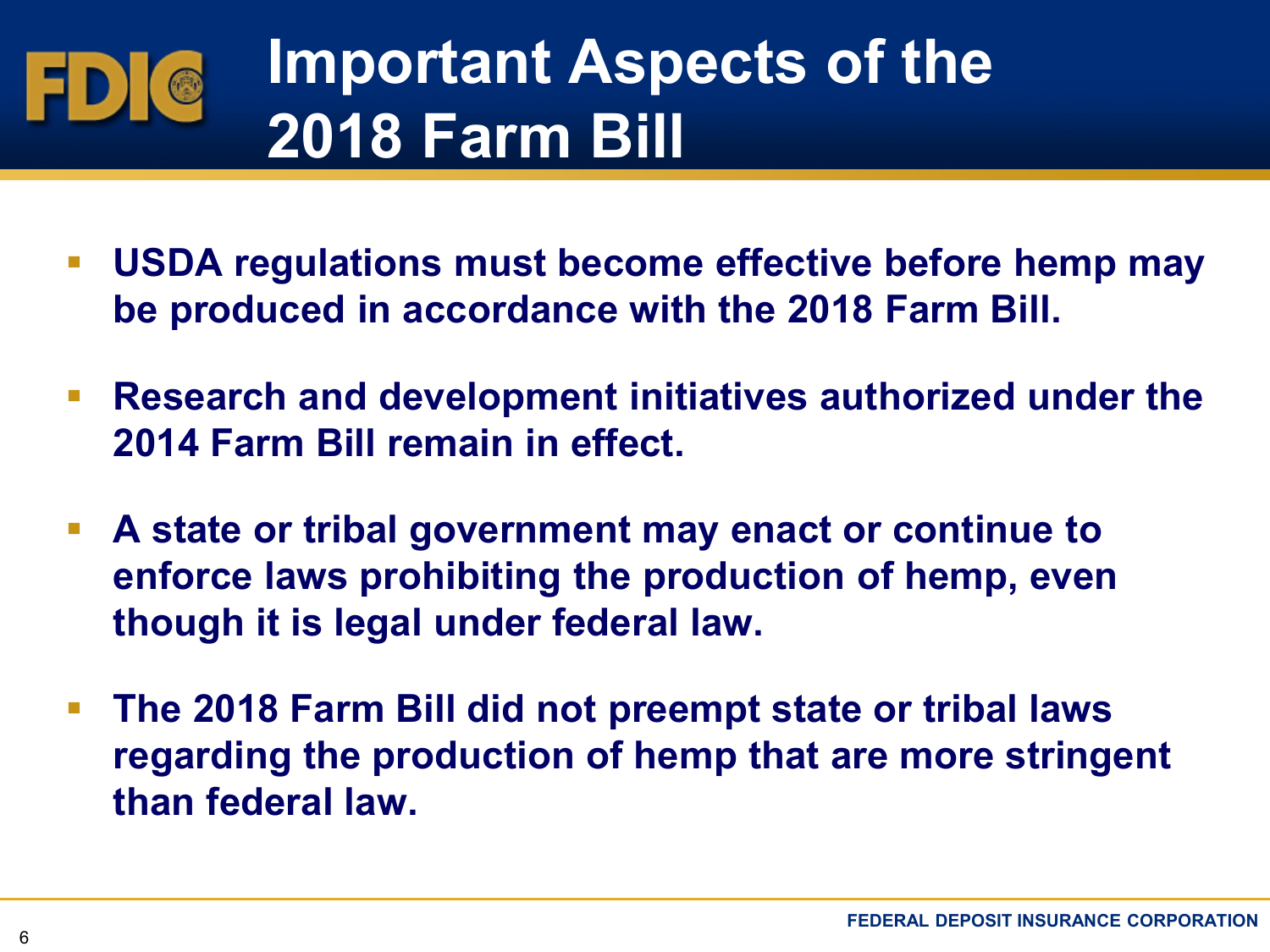# Important Aspects of the 2018 Farm Bill

- **USDA regulations must become effective before hemp may be produced in accordance with the 2018 Farm Bill.**
- **Research and development initiatives authorized under the 2014 Farm Bill remain in effect.**
- **A state or tribal government may enact or continue to enforce laws prohibiting the production of hemp, even though it is legal under federal law.**
- **The 2018 Farm Bill did not preempt state or tribal laws regarding the production of hemp that are more stringent than federal law.**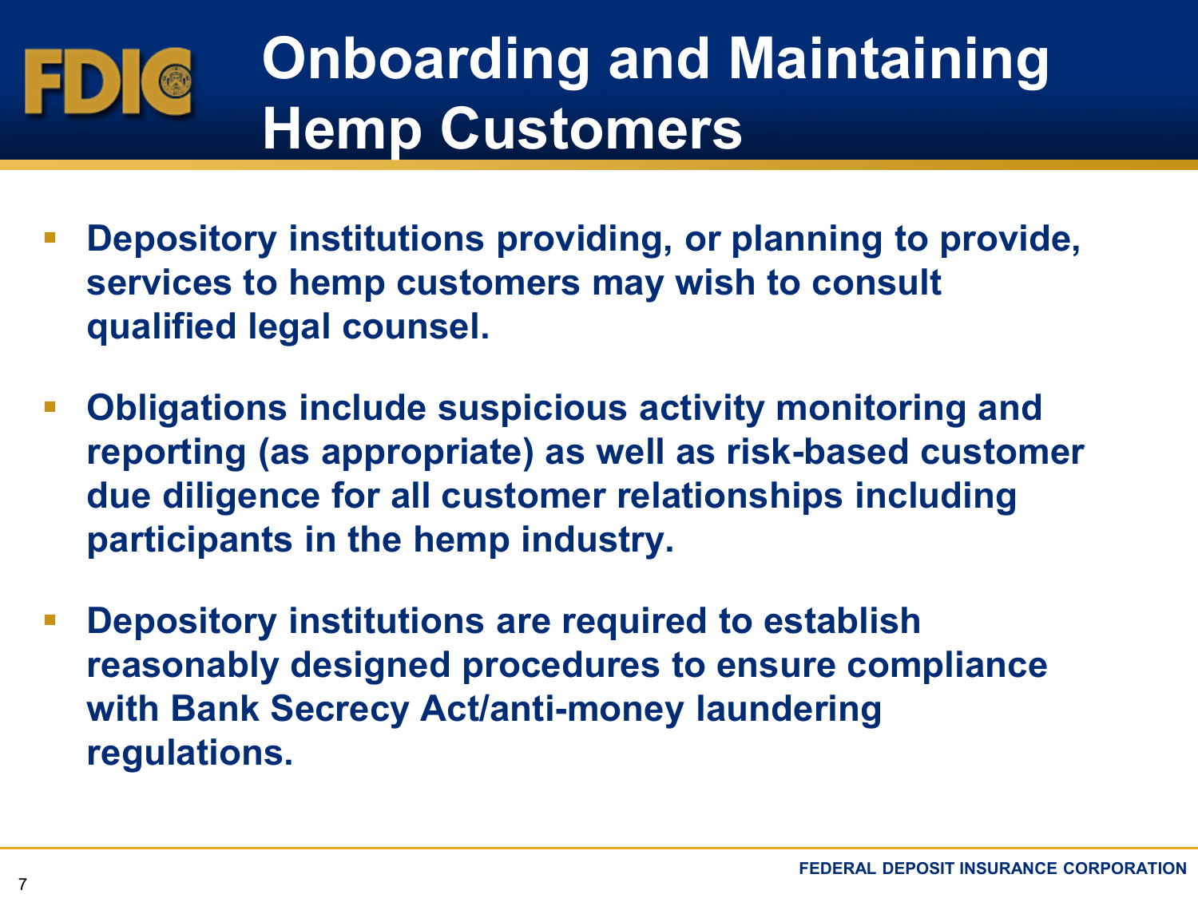# Onboarding and Maintaining Hemp Customers

- **Depository institutions providing, or planning to provide, services to hemp customers may wish to consult qualified legal counsel.**
- **Obligations include suspicious activity monitoring and reporting (as appropriate) as well as risk-based customer due diligence for all customer relationships including participants in the hemp industry.**
- **Depository institutions are required to establish reasonably designed procedures to ensure compliance with Bank Secrecy Act/anti-money laundering regulations.**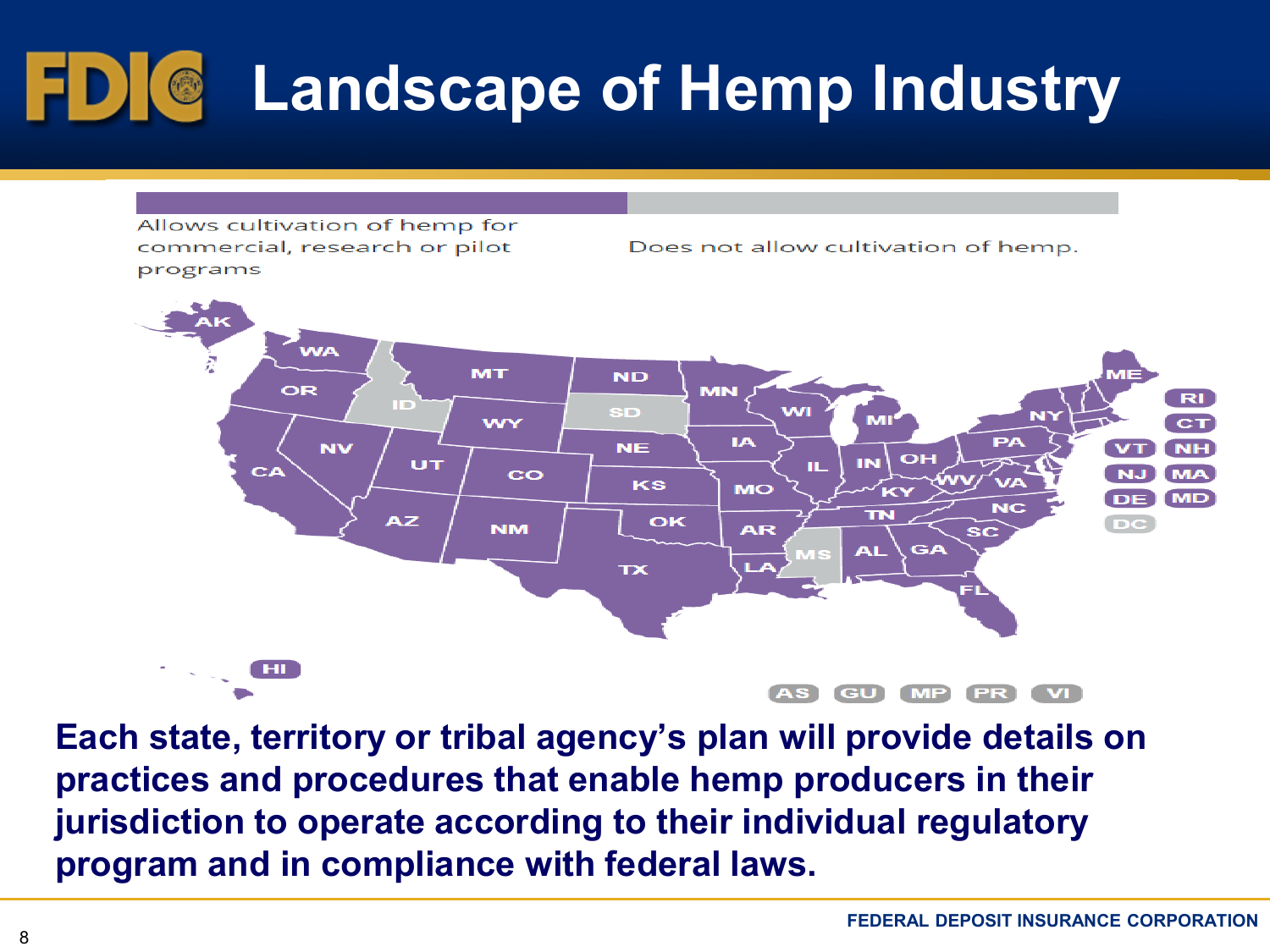# Landscape of Hemp Industry

Allows cultivation of hemp for commercial, research or pilot programs

Does not allow cultivation of hemp.

**Each state, territory or tribal agency's plan will provide details on practices and procedures that enable hemp producers in their jurisdiction to operate according to their individual regulatory program and in compliance with federal laws.**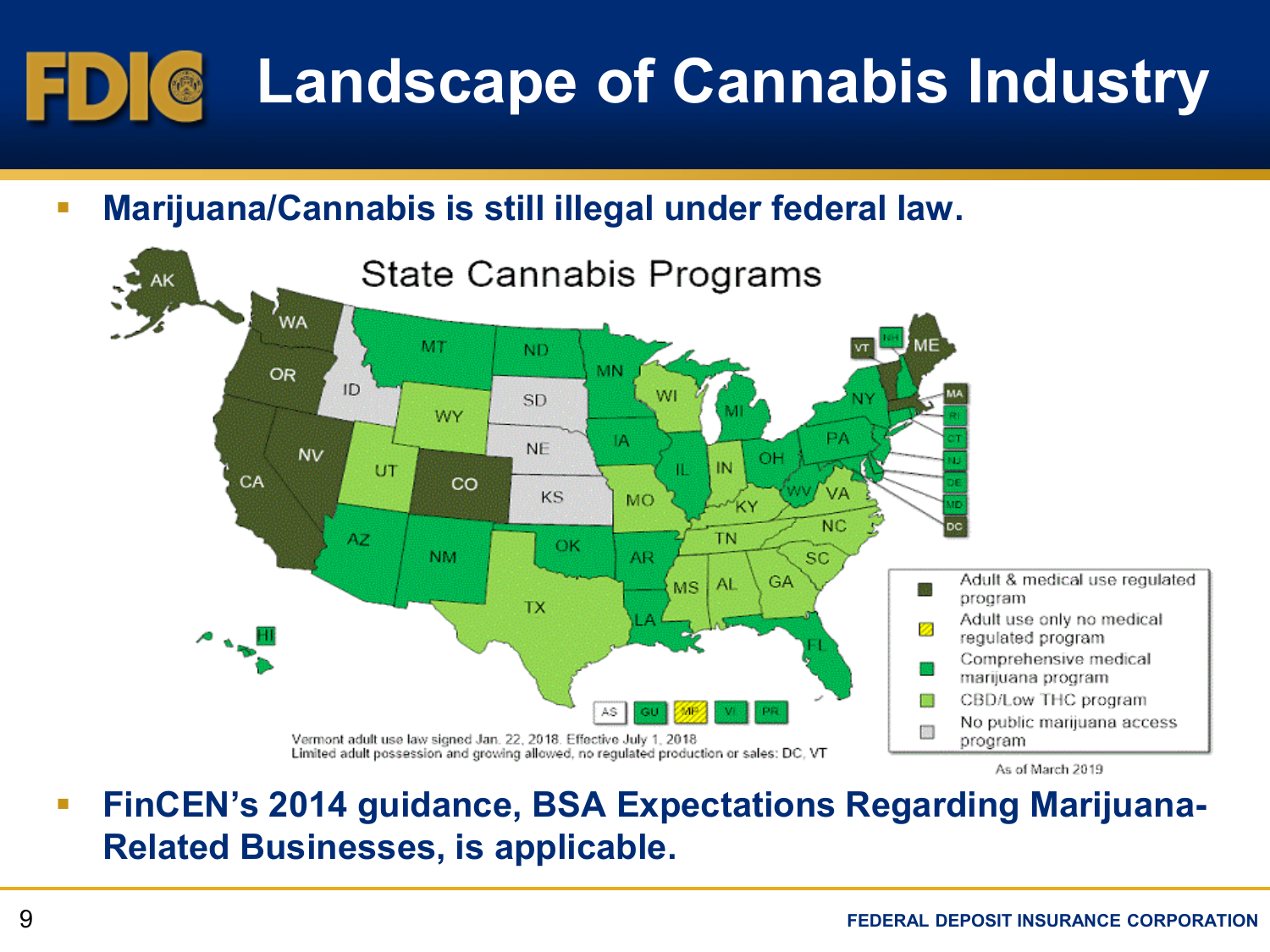# Landscape of Cannabis Industry

- **Marijuana/Cannabis is still illegal under federal law.**

State Cannabis Programs

Vermont adult use law signed Jan. 22, 2018. Effective July 1, 2018
Limited adult possession and growing allowed, no regulated production or sales: DC, VT

- Adult & medical use regulated program
- Adult use only no medical regulated program
- Comprehensive medical marijuana program
- CBD/Low THC program
- No public marijuana access program

As of March 2019

- **FinCEN's 2014 guidance, BSA Expectations Regarding Marijuana-Related Businesses, is applicable.**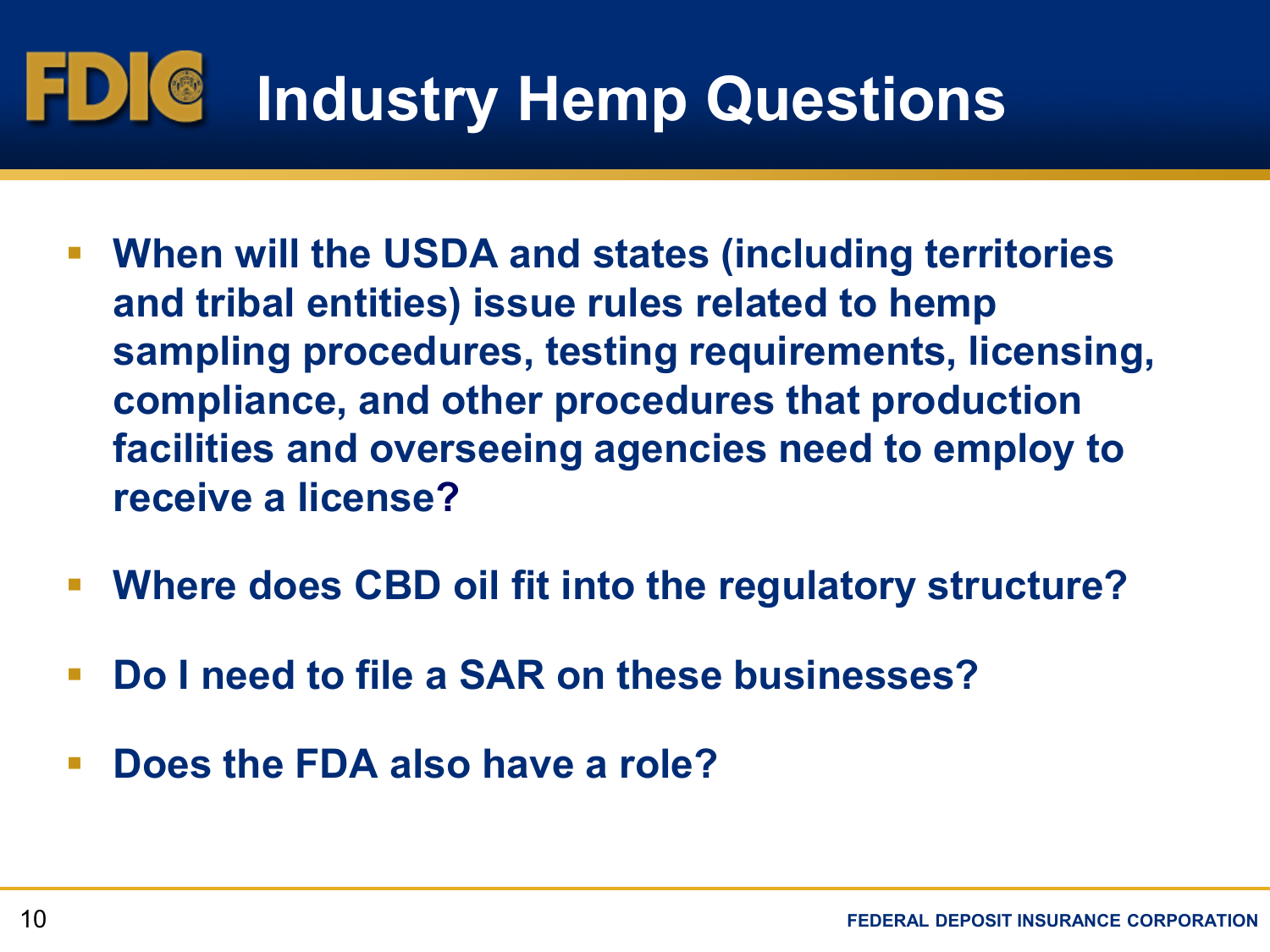# Industry Hemp Questions

- **When will the USDA and states (including territories and tribal entities) issue rules related to hemp sampling procedures, testing requirements, licensing, compliance, and other procedures that production facilities and overseeing agencies need to employ to receive a license?**
- **Where does CBD oil fit into the regulatory structure?**
- **Do I need to file a SAR on these businesses?**
- **Does the FDA also have a role?**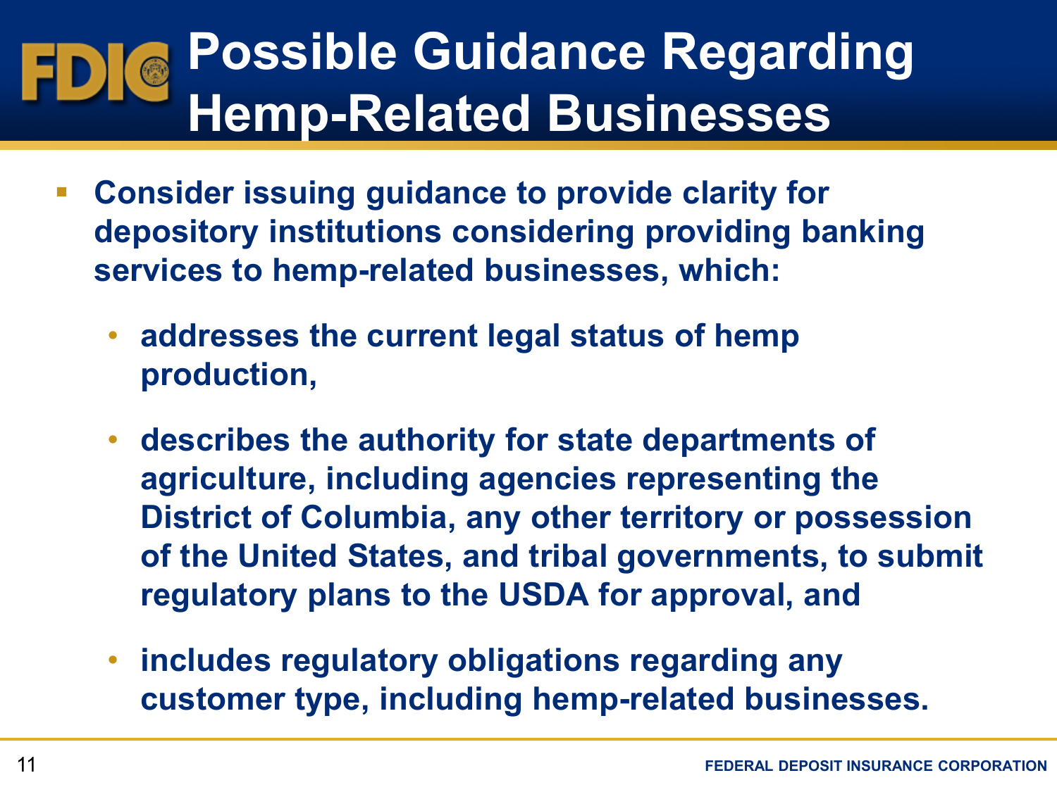# Possible Guidance Regarding Hemp-Related Businesses

- **Consider issuing guidance to provide clarity for depository institutions considering providing banking services to hemp-related businesses, which:**
  - **addresses the current legal status of hemp production,**
  - **describes the authority for state departments of agriculture, including agencies representing the District of Columbia, any other territory or possession of the United States, and tribal governments, to submit regulatory plans to the USDA for approval, and**
  - **includes regulatory obligations regarding any customer type, including hemp-related businesses.**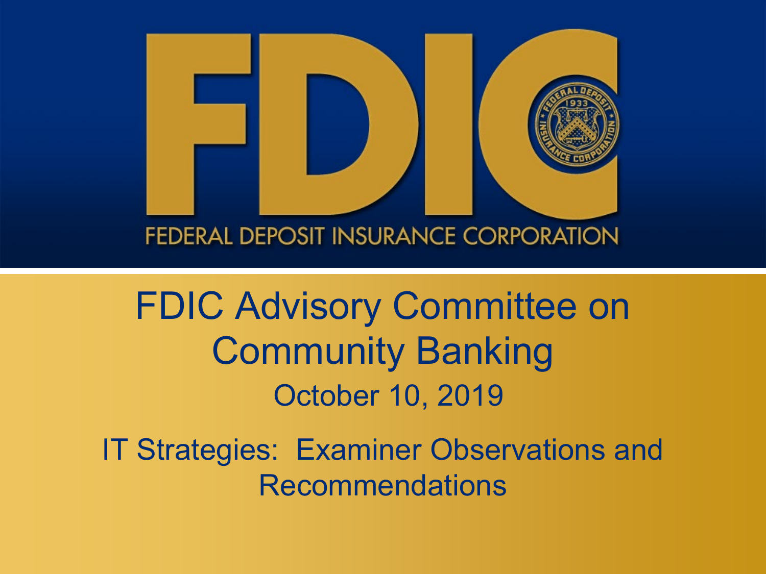# FDIC

FEDERAL DEPOSIT INSURANCE CORPORATION

## FDIC Advisory Committee on Community Banking

October 10, 2019

IT Strategies: Examiner Observations and Recommendations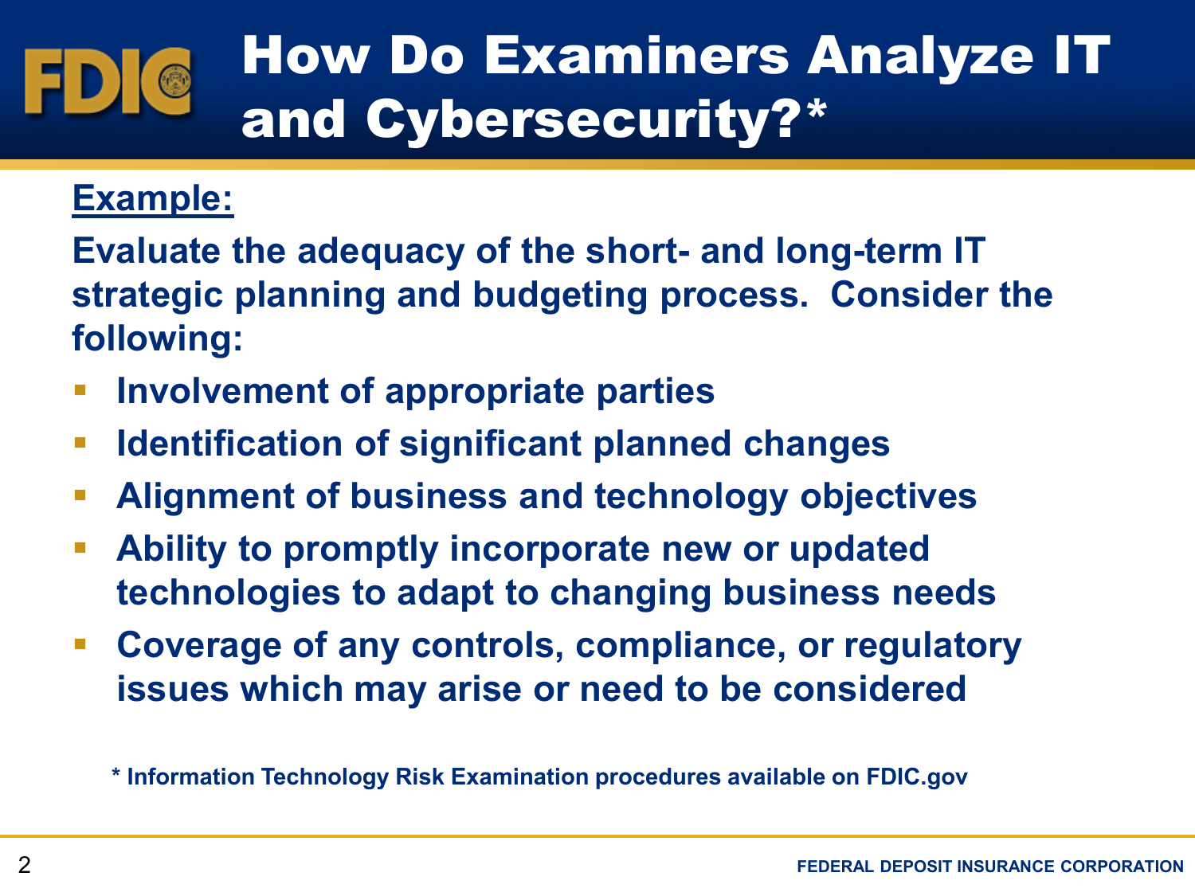# How Do Examiners Analyze IT and Cybersecurity?*

**Example:**

**Evaluate the adequacy of the short- and long-term IT strategic planning and budgeting process. Consider the following:**

- **Involvement of appropriate parties**
- **Identification of significant planned changes**
- **Alignment of business and technology objectives**
- **Ability to promptly incorporate new or updated technologies to adapt to changing business needs**
- **Coverage of any controls, compliance, or regulatory issues which may arise or need to be considered**

**\* Information Technology Risk Examination procedures available on FDIC.gov**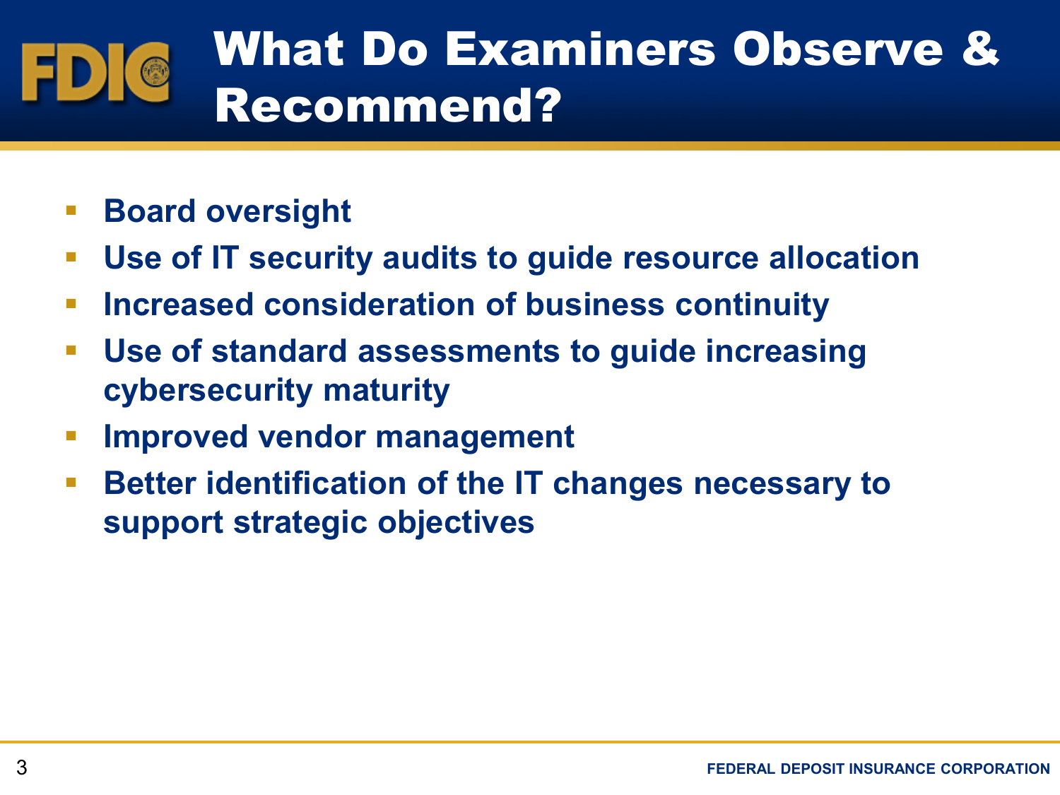# What Do Examiners Observe & Recommend?

- **Board oversight**
- **Use of IT security audits to guide resource allocation**
- **Increased consideration of business continuity**
- **Use of standard assessments to guide increasing cybersecurity maturity**
- **Improved vendor management**
- **Better identification of the IT changes necessary to support strategic objectives**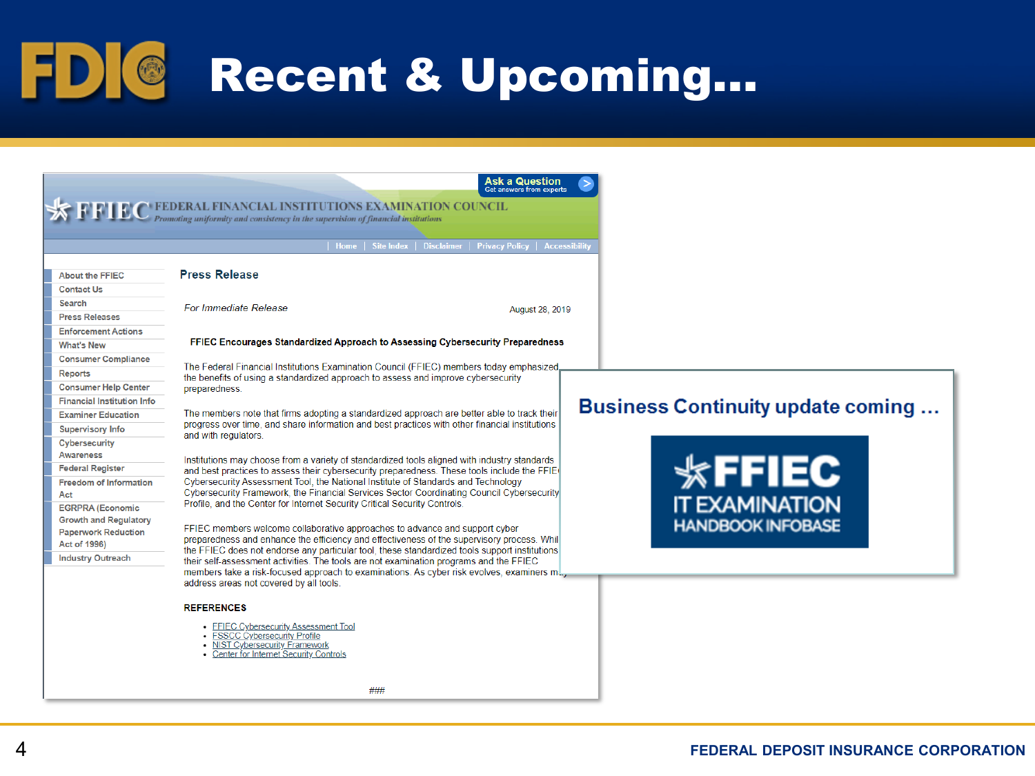# Recent & Upcoming…

FFIEC FEDERAL FINANCIAL INSTITUTIONS EXAMINATION COUNCIL

*Promoting uniformity and consistency in the supervision of financial institutions*

Ask a Question — Get answers from experts

Home | Site Index | Disclaimer | Privacy Policy | Accessibility

- About the FFIEC
- Contact Us
- Search
- Press Releases
- Enforcement Actions
- What's New
- Consumer Compliance
- Reports
- Consumer Help Center
- Financial Institution Info
- Examiner Education
- Supervisory Info
- Cybersecurity Awareness
- Federal Register
- Freedom of Information Act
- EGRPRA (Economic Growth and Regulatory Paperwork Reduction Act of 1996)
- Industry Outreach

## Press Release

*For Immediate Release*

August 28, 2019

**FFIEC Encourages Standardized Approach to Assessing Cybersecurity Preparedness**

The Federal Financial Institutions Examination Council (FFIEC) members today emphasized the benefits of using a standardized approach to assess and improve cybersecurity preparedness.

The members note that firms adopting a standardized approach are better able to track their progress over time, and share information and best practices with other financial institutions and with regulators.

Institutions may choose from a variety of standardized tools aligned with industry standards and best practices to assess their cybersecurity preparedness. These tools include the FFIEC Cybersecurity Assessment Tool, the National Institute of Standards and Technology Cybersecurity Framework, the Financial Services Sector Coordinating Council Cybersecurity Profile, and the Center for Internet Security Critical Security Controls.

FFIEC members welcome collaborative approaches to advance and support cyber preparedness and enhance the efficiency and effectiveness of the supervisory process. While the FFIEC does not endorse any particular tool, these standardized tools support institutions their self-assessment activities. The tools are not examination programs and the FFIEC members take a risk-focused approach to examinations. As cyber risk evolves, examiners may address areas not covered by all tools.

**REFERENCES**

- FFIEC Cybersecurity Assessment Tool
- FSSCC Cybersecurity Profile
- NIST Cybersecurity Framework
- Center for Internet Security Controls

###

**Business Continuity update coming …**

FFIEC IT EXAMINATION HANDBOOK INFOBASE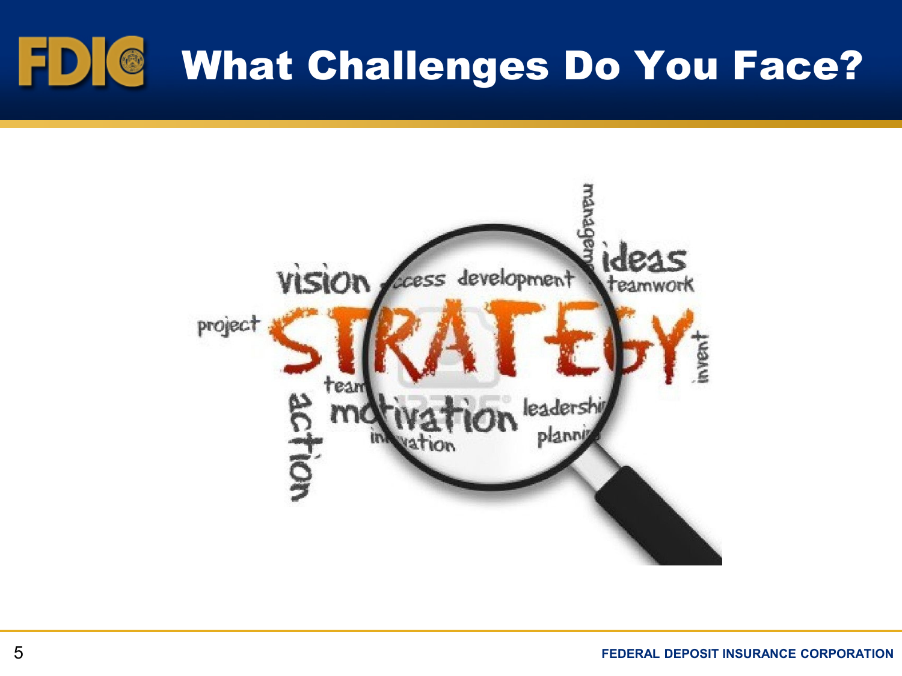# What Challenges Do You Face?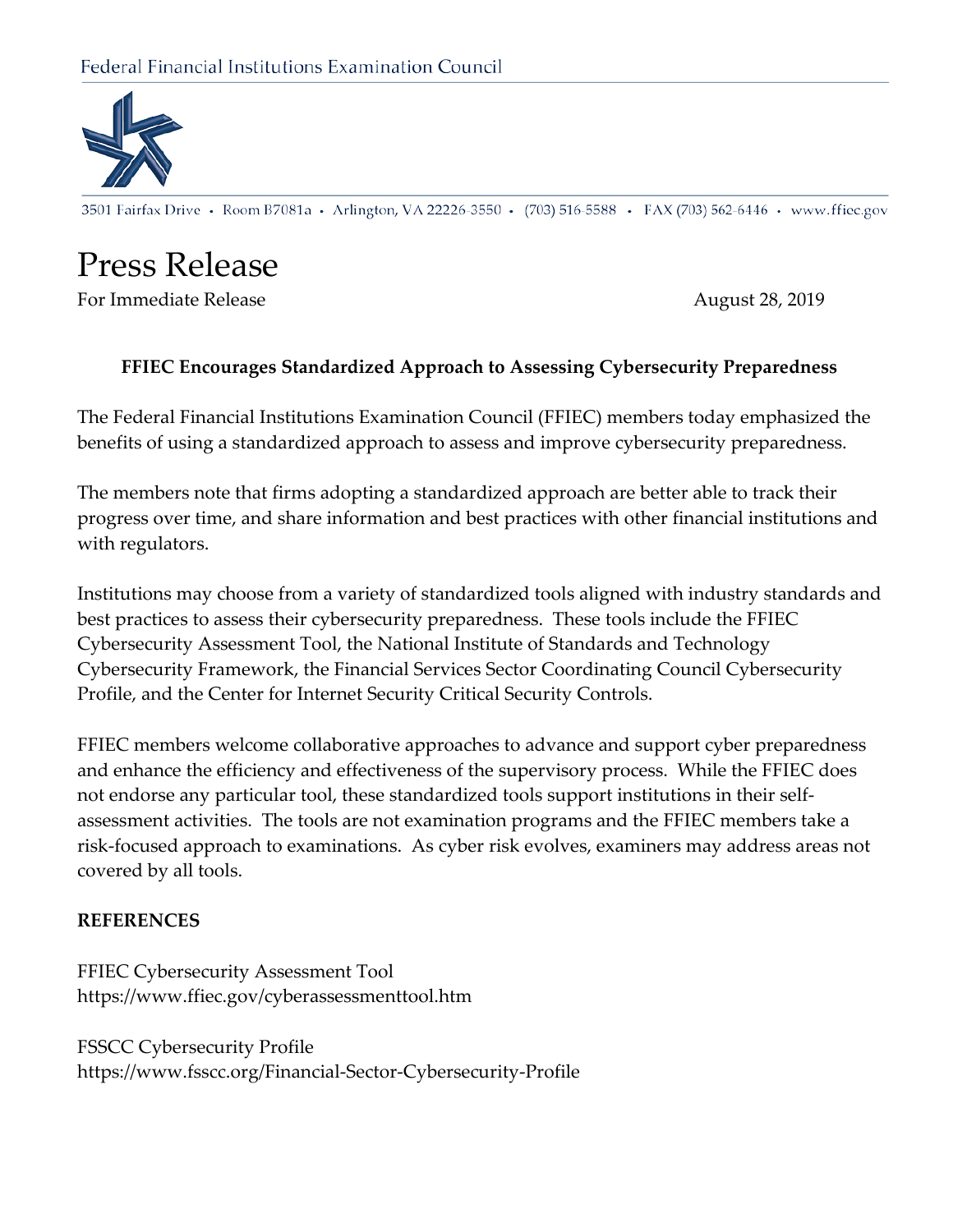Federal Financial Institutions Examination Council

3501 Fairfax Drive • Room B7081a • Arlington, VA 22226-3550 • (703) 516-5588 • FAX (703) 562-6446 • www.ffiec.gov

# Press Release

For Immediate Release August 28, 2019

**FFIEC Encourages Standardized Approach to Assessing Cybersecurity Preparedness**

The Federal Financial Institutions Examination Council (FFIEC) members today emphasized the benefits of using a standardized approach to assess and improve cybersecurity preparedness.

The members note that firms adopting a standardized approach are better able to track their progress over time, and share information and best practices with other financial institutions and with regulators.

Institutions may choose from a variety of standardized tools aligned with industry standards and best practices to assess their cybersecurity preparedness. These tools include the FFIEC Cybersecurity Assessment Tool, the National Institute of Standards and Technology Cybersecurity Framework, the Financial Services Sector Coordinating Council Cybersecurity Profile, and the Center for Internet Security Critical Security Controls.

FFIEC members welcome collaborative approaches to advance and support cyber preparedness and enhance the efficiency and effectiveness of the supervisory process. While the FFIEC does not endorse any particular tool, these standardized tools support institutions in their self-assessment activities. The tools are not examination programs and the FFIEC members take a risk-focused approach to examinations. As cyber risk evolves, examiners may address areas not covered by all tools.

**REFERENCES**

FFIEC Cybersecurity Assessment Tool
https://www.ffiec.gov/cyberassessmenttool.htm

FSSCC Cybersecurity Profile
https://www.fsscc.org/Financial-Sector-Cybersecurity-Profile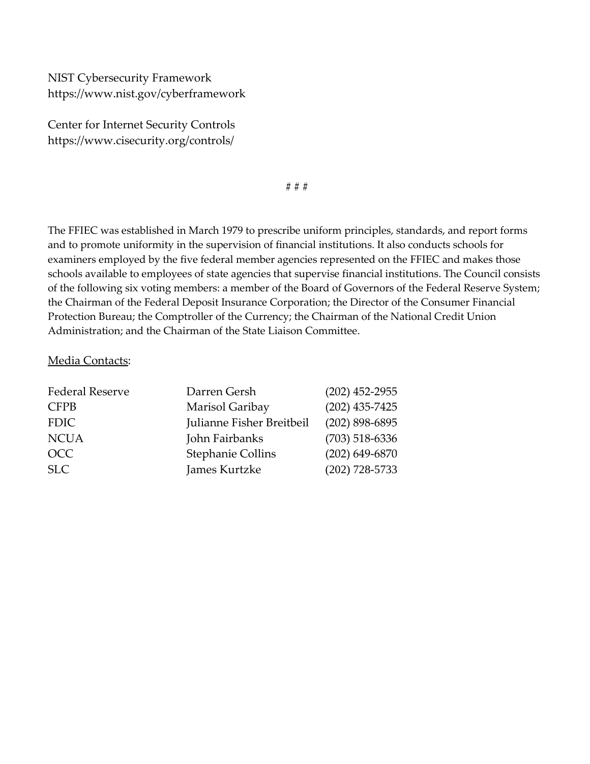NIST Cybersecurity Framework
https://www.nist.gov/cyberframework

Center for Internet Security Controls
https://www.cisecurity.org/controls/

# # #

The FFIEC was established in March 1979 to prescribe uniform principles, standards, and report forms and to promote uniformity in the supervision of financial institutions. It also conducts schools for examiners employed by the five federal member agencies represented on the FFIEC and makes those schools available to employees of state agencies that supervise financial institutions. The Council consists of the following six voting members: a member of the Board of Governors of the Federal Reserve System; the Chairman of the Federal Deposit Insurance Corporation; the Director of the Consumer Financial Protection Bureau; the Comptroller of the Currency; the Chairman of the National Credit Union Administration; and the Chairman of the State Liaison Committee.

Media Contacts:

| | | |
|---|---|---|
| Federal Reserve | Darren Gersh | (202) 452-2955 |
| CFPB | Marisol Garibay | (202) 435-7425 |
| FDIC | Julianne Fisher Breitbeil | (202) 898-6895 |
| NCUA | John Fairbanks | (703) 518-6336 |
| OCC | Stephanie Collins | (202) 649-6870 |
| SLC | James Kurtzke | (202) 728-5733 |